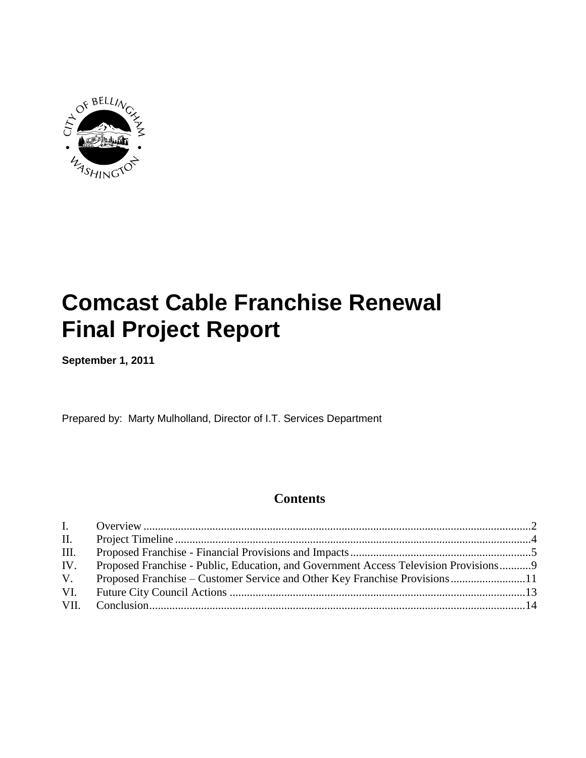# Comcast Cable Franchise Renewal Final Project Report

**September 1, 2011**

Prepared by: Marty Mulholland, Director of I.T. Services Department

## Contents

| | | |
|---|---|---|
| I. | Overview | 2 |
| II. | Project Timeline | 4 |
| III. | Proposed Franchise - Financial Provisions and Impacts | 5 |
| IV. | Proposed Franchise - Public, Education, and Government Access Television Provisions | 9 |
| V. | Proposed Franchise – Customer Service and Other Key Franchise Provisions | 11 |
| VI. | Future City Council Actions | 13 |
| VII. | Conclusion | 14 |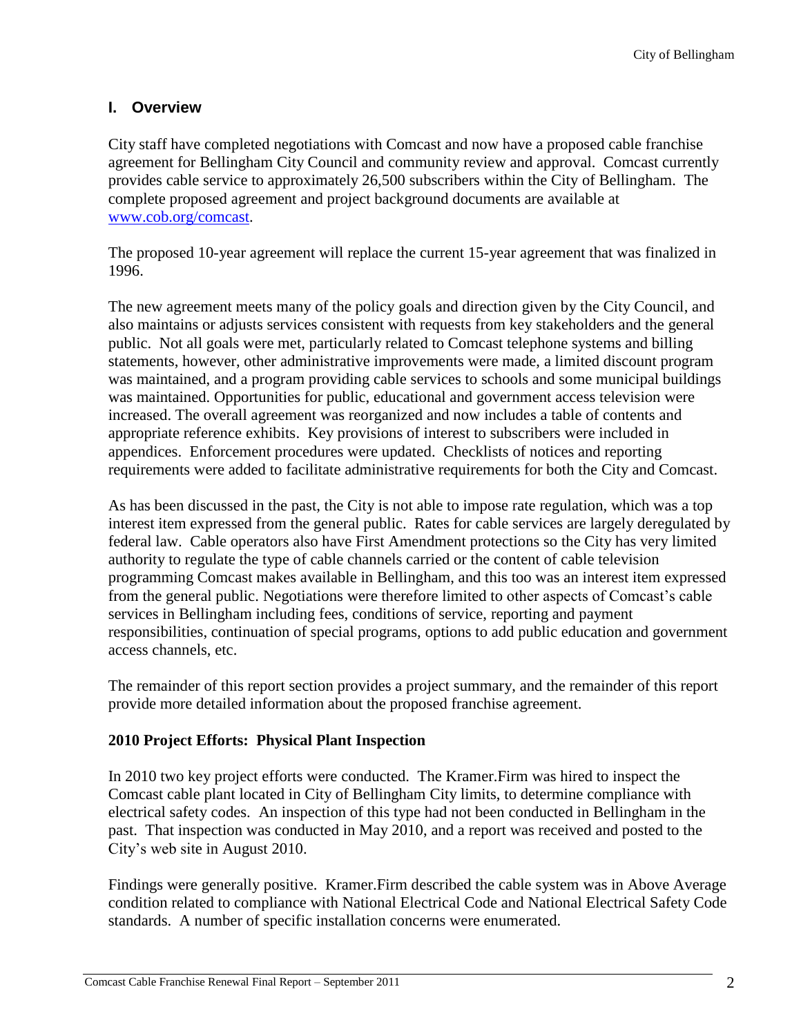## I. Overview

City staff have completed negotiations with Comcast and now have a proposed cable franchise agreement for Bellingham City Council and community review and approval. Comcast currently provides cable service to approximately 26,500 subscribers within the City of Bellingham. The complete proposed agreement and project background documents are available at [www.cob.org/comcast](http://www.cob.org/comcast).

The proposed 10-year agreement will replace the current 15-year agreement that was finalized in 1996.

The new agreement meets many of the policy goals and direction given by the City Council, and also maintains or adjusts services consistent with requests from key stakeholders and the general public. Not all goals were met, particularly related to Comcast telephone systems and billing statements, however, other administrative improvements were made, a limited discount program was maintained, and a program providing cable services to schools and some municipal buildings was maintained. Opportunities for public, educational and government access television were increased. The overall agreement was reorganized and now includes a table of contents and appropriate reference exhibits. Key provisions of interest to subscribers were included in appendices. Enforcement procedures were updated. Checklists of notices and reporting requirements were added to facilitate administrative requirements for both the City and Comcast.

As has been discussed in the past, the City is not able to impose rate regulation, which was a top interest item expressed from the general public. Rates for cable services are largely deregulated by federal law. Cable operators also have First Amendment protections so the City has very limited authority to regulate the type of cable channels carried or the content of cable television programming Comcast makes available in Bellingham, and this too was an interest item expressed from the general public. Negotiations were therefore limited to other aspects of Comcast's cable services in Bellingham including fees, conditions of service, reporting and payment responsibilities, continuation of special programs, options to add public education and government access channels, etc.

The remainder of this report section provides a project summary, and the remainder of this report provide more detailed information about the proposed franchise agreement.

**2010 Project Efforts: Physical Plant Inspection**

In 2010 two key project efforts were conducted. The Kramer.Firm was hired to inspect the Comcast cable plant located in City of Bellingham City limits, to determine compliance with electrical safety codes. An inspection of this type had not been conducted in Bellingham in the past. That inspection was conducted in May 2010, and a report was received and posted to the City's web site in August 2010.

Findings were generally positive. Kramer.Firm described the cable system was in Above Average condition related to compliance with National Electrical Code and National Electrical Safety Code standards. A number of specific installation concerns were enumerated.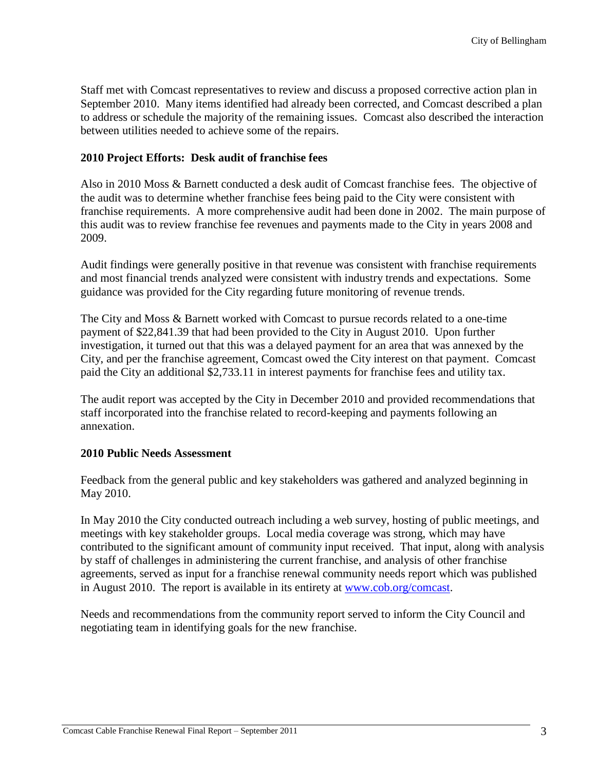Staff met with Comcast representatives to review and discuss a proposed corrective action plan in September 2010. Many items identified had already been corrected, and Comcast described a plan to address or schedule the majority of the remaining issues. Comcast also described the interaction between utilities needed to achieve some of the repairs.

**2010 Project Efforts: Desk audit of franchise fees**

Also in 2010 Moss & Barnett conducted a desk audit of Comcast franchise fees. The objective of the audit was to determine whether franchise fees being paid to the City were consistent with franchise requirements. A more comprehensive audit had been done in 2002. The main purpose of this audit was to review franchise fee revenues and payments made to the City in years 2008 and 2009.

Audit findings were generally positive in that revenue was consistent with franchise requirements and most financial trends analyzed were consistent with industry trends and expectations. Some guidance was provided for the City regarding future monitoring of revenue trends.

The City and Moss & Barnett worked with Comcast to pursue records related to a one-time payment of $22,841.39 that had been provided to the City in August 2010. Upon further investigation, it turned out that this was a delayed payment for an area that was annexed by the City, and per the franchise agreement, Comcast owed the City interest on that payment. Comcast paid the City an additional $2,733.11 in interest payments for franchise fees and utility tax.

The audit report was accepted by the City in December 2010 and provided recommendations that staff incorporated into the franchise related to record-keeping and payments following an annexation.

**2010 Public Needs Assessment**

Feedback from the general public and key stakeholders was gathered and analyzed beginning in May 2010.

In May 2010 the City conducted outreach including a web survey, hosting of public meetings, and meetings with key stakeholder groups. Local media coverage was strong, which may have contributed to the significant amount of community input received. That input, along with analysis by staff of challenges in administering the current franchise, and analysis of other franchise agreements, served as input for a franchise renewal community needs report which was published in August 2010. The report is available in its entirety at www.cob.org/comcast.

Needs and recommendations from the community report served to inform the City Council and negotiating team in identifying goals for the new franchise.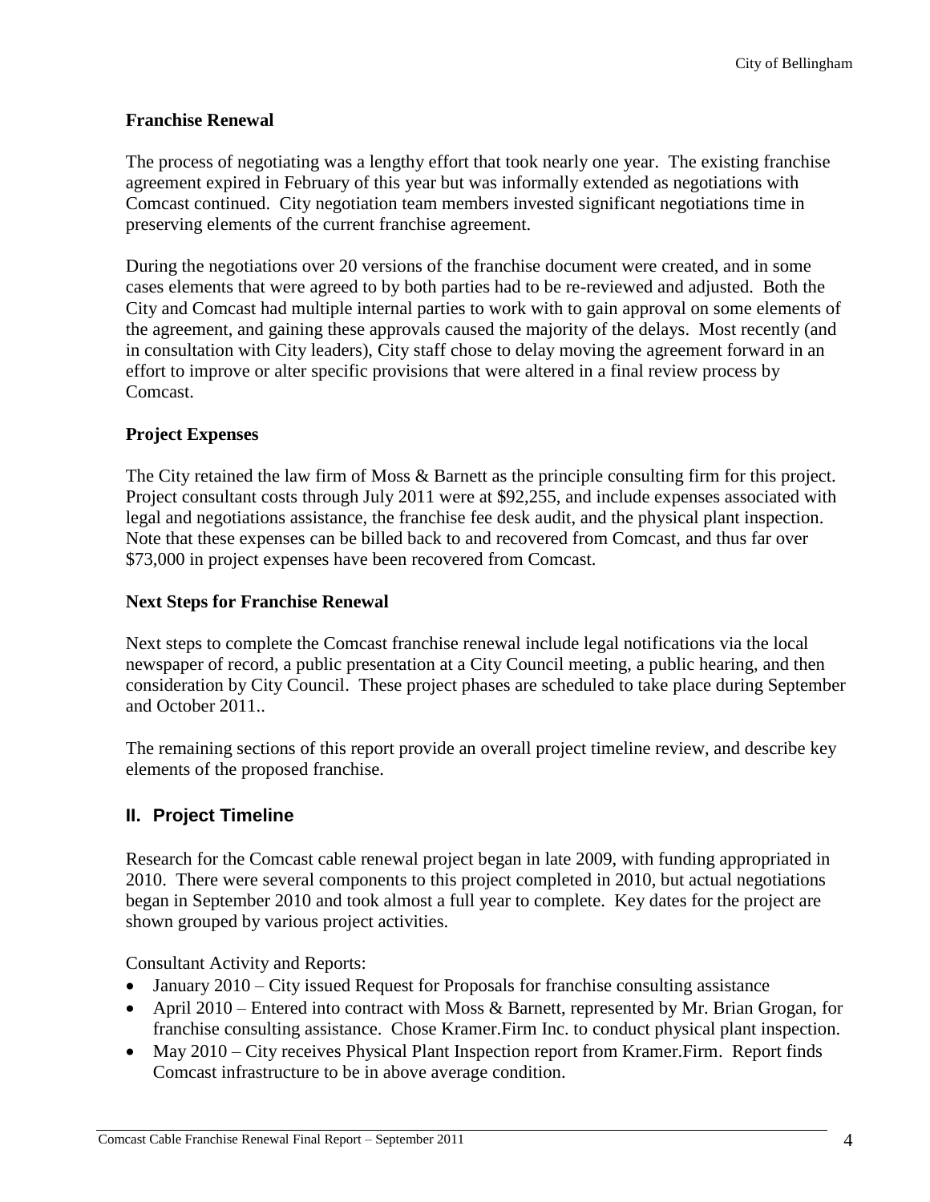### Franchise Renewal

The process of negotiating was a lengthy effort that took nearly one year. The existing franchise agreement expired in February of this year but was informally extended as negotiations with Comcast continued. City negotiation team members invested significant negotiations time in preserving elements of the current franchise agreement.

During the negotiations over 20 versions of the franchise document were created, and in some cases elements that were agreed to by both parties had to be re-reviewed and adjusted. Both the City and Comcast had multiple internal parties to work with to gain approval on some elements of the agreement, and gaining these approvals caused the majority of the delays. Most recently (and in consultation with City leaders), City staff chose to delay moving the agreement forward in an effort to improve or alter specific provisions that were altered in a final review process by Comcast.

### Project Expenses

The City retained the law firm of Moss & Barnett as the principle consulting firm for this project. Project consultant costs through July 2011 were at $92,255, and include expenses associated with legal and negotiations assistance, the franchise fee desk audit, and the physical plant inspection. Note that these expenses can be billed back to and recovered from Comcast, and thus far over $73,000 in project expenses have been recovered from Comcast.

### Next Steps for Franchise Renewal

Next steps to complete the Comcast franchise renewal include legal notifications via the local newspaper of record, a public presentation at a City Council meeting, a public hearing, and then consideration by City Council. These project phases are scheduled to take place during September and October 2011..

The remaining sections of this report provide an overall project timeline review, and describe key elements of the proposed franchise.

## II. Project Timeline

Research for the Comcast cable renewal project began in late 2009, with funding appropriated in 2010. There were several components to this project completed in 2010, but actual negotiations began in September 2010 and took almost a full year to complete. Key dates for the project are shown grouped by various project activities.

Consultant Activity and Reports:

- January 2010 – City issued Request for Proposals for franchise consulting assistance
- April 2010 – Entered into contract with Moss & Barnett, represented by Mr. Brian Grogan, for franchise consulting assistance. Chose Kramer.Firm Inc. to conduct physical plant inspection.
- May 2010 – City receives Physical Plant Inspection report from Kramer.Firm. Report finds Comcast infrastructure to be in above average condition.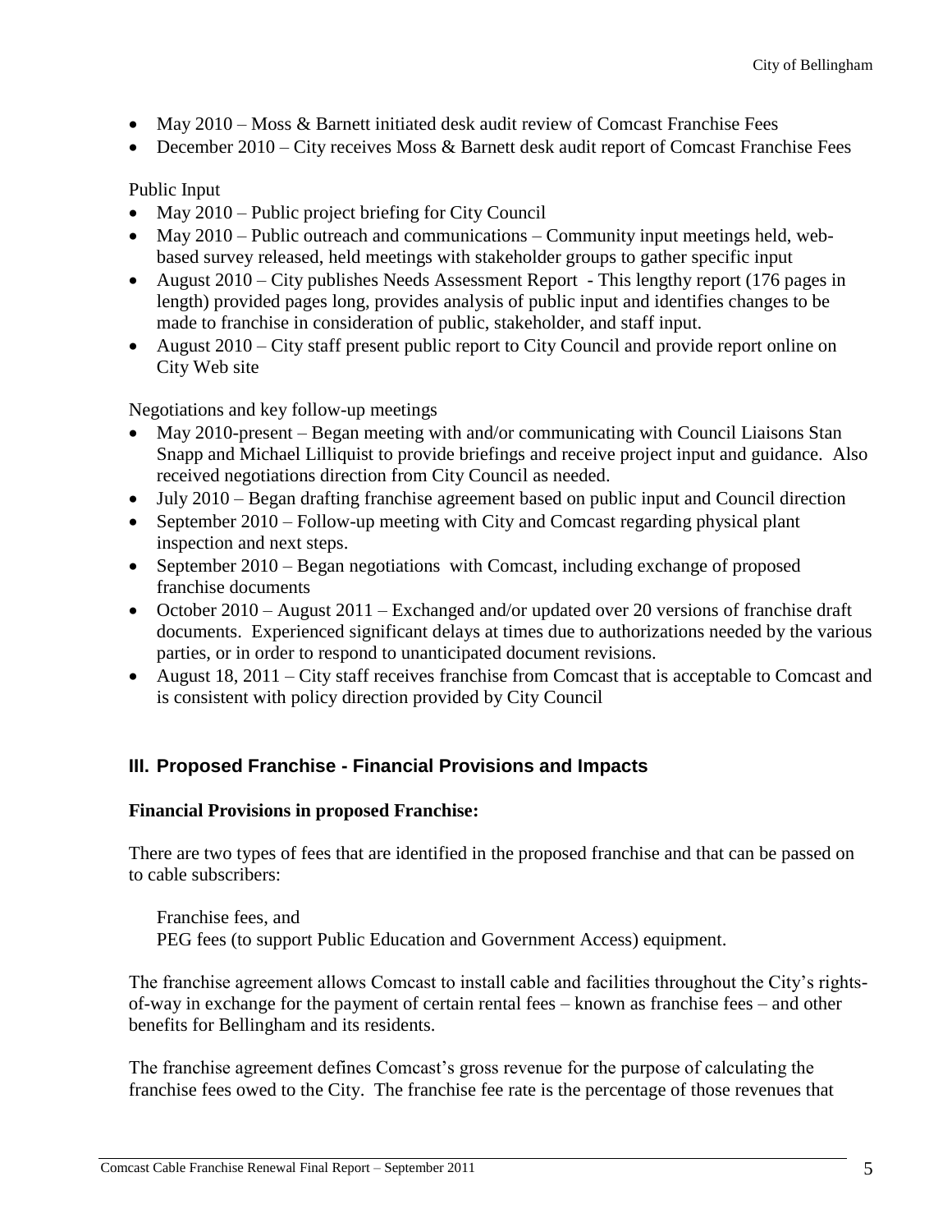- May 2010 – Moss & Barnett initiated desk audit review of Comcast Franchise Fees
- December 2010 – City receives Moss & Barnett desk audit report of Comcast Franchise Fees

Public Input

- May 2010 – Public project briefing for City Council
- May 2010 – Public outreach and communications – Community input meetings held, web-based survey released, held meetings with stakeholder groups to gather specific input
- August 2010 – City publishes Needs Assessment Report - This lengthy report (176 pages in length) provided pages long, provides analysis of public input and identifies changes to be made to franchise in consideration of public, stakeholder, and staff input.
- August 2010 – City staff present public report to City Council and provide report online on City Web site

Negotiations and key follow-up meetings

- May 2010-present – Began meeting with and/or communicating with Council Liaisons Stan Snapp and Michael Lilliquist to provide briefings and receive project input and guidance. Also received negotiations direction from City Council as needed.
- July 2010 – Began drafting franchise agreement based on public input and Council direction
- September 2010 – Follow-up meeting with City and Comcast regarding physical plant inspection and next steps.
- September 2010 – Began negotiations with Comcast, including exchange of proposed franchise documents
- October 2010 – August 2011 – Exchanged and/or updated over 20 versions of franchise draft documents. Experienced significant delays at times due to authorizations needed by the various parties, or in order to respond to unanticipated document revisions.
- August 18, 2011 – City staff receives franchise from Comcast that is acceptable to Comcast and is consistent with policy direction provided by City Council

## III. Proposed Franchise - Financial Provisions and Impacts

**Financial Provisions in proposed Franchise:**

There are two types of fees that are identified in the proposed franchise and that can be passed on to cable subscribers:

Franchise fees, and
PEG fees (to support Public Education and Government Access) equipment.

The franchise agreement allows Comcast to install cable and facilities throughout the City's rights-of-way in exchange for the payment of certain rental fees – known as franchise fees – and other benefits for Bellingham and its residents.

The franchise agreement defines Comcast's gross revenue for the purpose of calculating the franchise fees owed to the City. The franchise fee rate is the percentage of those revenues that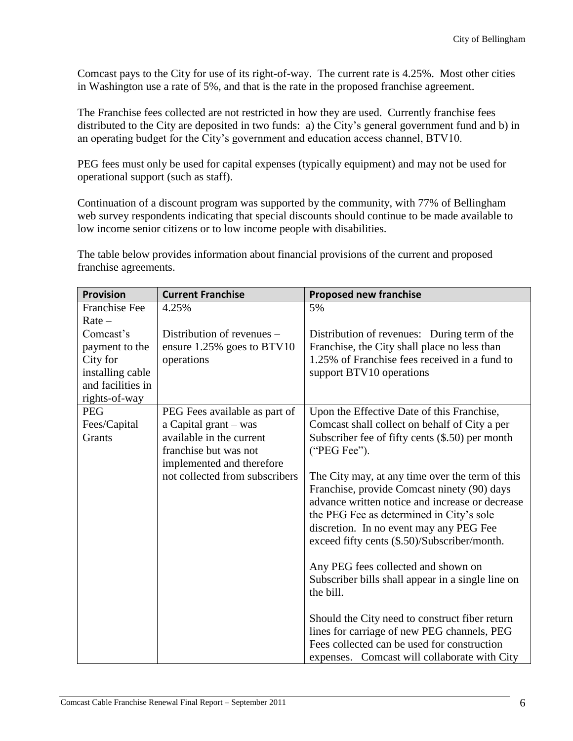Comcast pays to the City for use of its right-of-way. The current rate is 4.25%. Most other cities in Washington use a rate of 5%, and that is the rate in the proposed franchise agreement.

The Franchise fees collected are not restricted in how they are used. Currently franchise fees distributed to the City are deposited in two funds: a) the City's general government fund and b) in an operating budget for the City's government and education access channel, BTV10.

PEG fees must only be used for capital expenses (typically equipment) and may not be used for operational support (such as staff).

Continuation of a discount program was supported by the community, with 77% of Bellingham web survey respondents indicating that special discounts should continue to be made available to low income senior citizens or to low income people with disabilities.

The table below provides information about financial provisions of the current and proposed franchise agreements.

| **Provision** | **Current Franchise** | **Proposed new franchise** |
|---|---|---|
| Franchise Fee Rate – Comcast's payment to the City for installing cable and facilities in rights-of-way | 4.25%<br><br>Distribution of revenues – ensure 1.25% goes to BTV10 operations | 5%<br><br>Distribution of revenues: During term of the Franchise, the City shall place no less than 1.25% of Franchise fees received in a fund to support BTV10 operations |
| PEG Fees/Capital Grants | PEG Fees available as part of a Capital grant – was available in the current franchise but was not implemented and therefore not collected from subscribers | Upon the Effective Date of this Franchise, Comcast shall collect on behalf of City a per Subscriber fee of fifty cents ($.50) per month ("PEG Fee").<br><br>The City may, at any time over the term of this Franchise, provide Comcast ninety (90) days advance written notice and increase or decrease the PEG Fee as determined in City's sole discretion. In no event may any PEG Fee exceed fifty cents ($.50)/Subscriber/month.<br><br>Any PEG fees collected and shown on Subscriber bills shall appear in a single line on the bill.<br><br>Should the City need to construct fiber return lines for carriage of new PEG channels, PEG Fees collected can be used for construction expenses. Comcast will collaborate with City |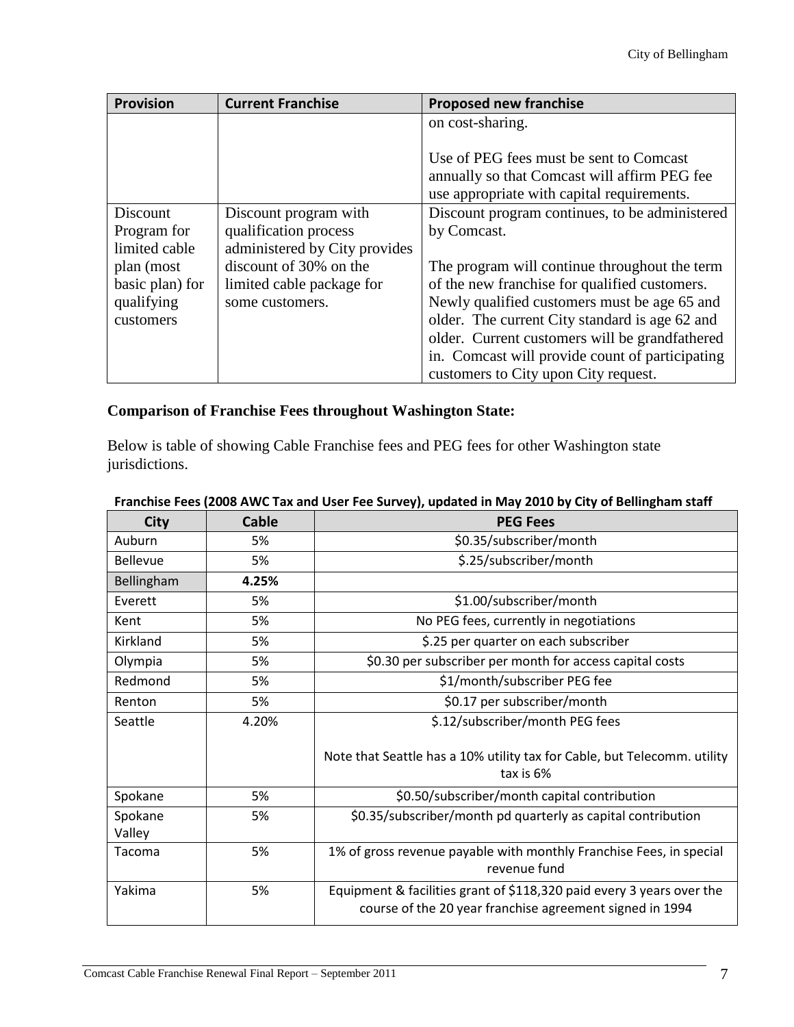| Provision | Current Franchise | Proposed new franchise |
|---|---|---|
| | | on cost-sharing.<br><br>Use of PEG fees must be sent to Comcast annually so that Comcast will affirm PEG fee use appropriate with capital requirements. |
| Discount Program for limited cable plan (most basic plan) for qualifying customers | Discount program with qualification process administered by City provides discount of 30% on the limited cable package for some customers. | Discount program continues, to be administered by Comcast.<br><br>The program will continue throughout the term of the new franchise for qualified customers. Newly qualified customers must be age 65 and older. The current City standard is age 62 and older. Current customers will be grandfathered in. Comcast will provide count of participating customers to City upon City request. |

**Comparison of Franchise Fees throughout Washington State:**

Below is table of showing Cable Franchise fees and PEG fees for other Washington state jurisdictions.

**Franchise Fees (2008 AWC Tax and User Fee Survey), updated in May 2010 by City of Bellingham staff**

| City | Cable | PEG Fees |
|---|---|---|
| Auburn | 5% | $0.35/subscriber/month |
| Bellevue | 5% | $.25/subscriber/month |
| Bellingham | **4.25%** | |
| Everett | 5% | $1.00/subscriber/month |
| Kent | 5% | No PEG fees, currently in negotiations |
| Kirkland | 5% | $.25 per quarter on each subscriber |
| Olympia | 5% | $0.30 per subscriber per month for access capital costs |
| Redmond | 5% | $1/month/subscriber PEG fee |
| Renton | 5% | $0.17 per subscriber/month |
| Seattle | 4.20% | $.12/subscriber/month PEG fees<br><br>Note that Seattle has a 10% utility tax for Cable, but Telecomm. utility tax is 6% |
| Spokane | 5% | $0.50/subscriber/month capital contribution |
| Spokane Valley | 5% | $0.35/subscriber/month pd quarterly as capital contribution |
| Tacoma | 5% | 1% of gross revenue payable with monthly Franchise Fees, in special revenue fund |
| Yakima | 5% | Equipment & facilities grant of $118,320 paid every 3 years over the course of the 20 year franchise agreement signed in 1994 |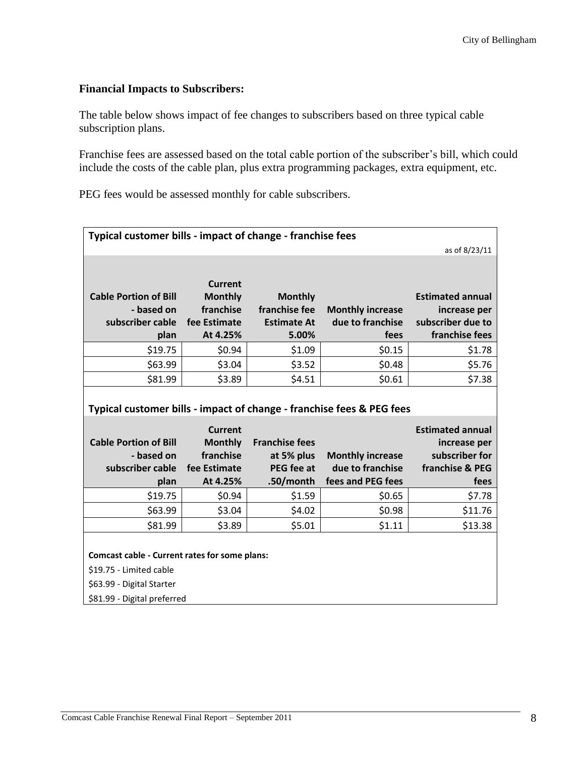**Financial Impacts to Subscribers:**

The table below shows impact of fee changes to subscribers based on three typical cable subscription plans.

Franchise fees are assessed based on the total cable portion of the subscriber's bill, which could include the costs of the cable plan, plus extra programming packages, extra equipment, etc.

PEG fees would be assessed monthly for cable subscribers.

**Typical customer bills - impact of change - franchise fees**

as of 8/23/11

| Cable Portion of Bill - based on subscriber cable plan | Current Monthly franchise fee Estimate At 4.25% | Monthly franchise fee Estimate At 5.00% | Monthly increase due to franchise fees | Estimated annual increase per subscriber due to franchise fees |
|---|---|---|---|---|
| $19.75 | $0.94 | $1.09 | $0.15 | $1.78 |
| $63.99 | $3.04 | $3.52 | $0.48 | $5.76 |
| $81.99 | $3.89 | $4.51 | $0.61 | $7.38 |

**Typical customer bills - impact of change - franchise fees & PEG fees**

| Cable Portion of Bill - based on subscriber cable plan | Current Monthly franchise fee Estimate At 4.25% | Franchise fees at 5% plus PEG fee at .50/month | Monthly increase due to franchise fees and PEG fees | Estimated annual increase per subscriber for franchise & PEG fees |
|---|---|---|---|---|
| $19.75 | $0.94 | $1.59 | $0.65 | $7.78 |
| $63.99 | $3.04 | $4.02 | $0.98 | $11.76 |
| $81.99 | $3.89 | $5.01 | $1.11 | $13.38 |

**Comcast cable - Current rates for some plans:**

$19.75 - Limited cable

$63.99 - Digital Starter

$81.99 - Digital preferred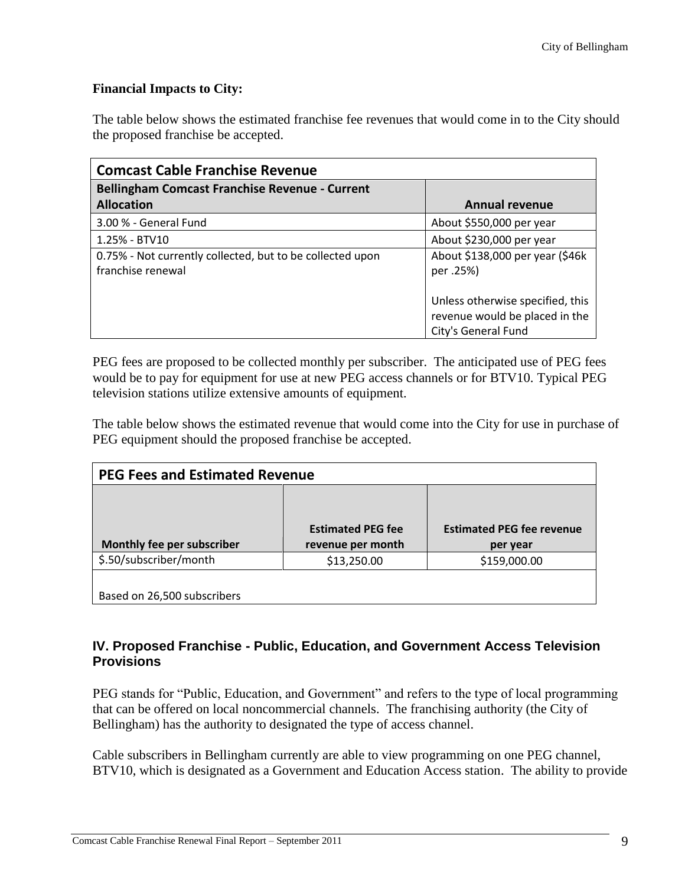**Financial Impacts to City:**

The table below shows the estimated franchise fee revenues that would come in to the City should the proposed franchise be accepted.

| Comcast Cable Franchise Revenue | |
|---|---|
| **Bellingham Comcast Franchise Revenue - Current Allocation** | **Annual revenue** |
| 3.00 % - General Fund | About $550,000 per year |
| 1.25% - BTV10 | About $230,000 per year |
| 0.75% - Not currently collected, but to be collected upon franchise renewal | About $138,000 per year ($46k per .25%)<br><br>Unless otherwise specified, this revenue would be placed in the City's General Fund |

PEG fees are proposed to be collected monthly per subscriber. The anticipated use of PEG fees would be to pay for equipment for use at new PEG access channels or for BTV10. Typical PEG television stations utilize extensive amounts of equipment.

The table below shows the estimated revenue that would come into the City for use in purchase of PEG equipment should the proposed franchise be accepted.

| PEG Fees and Estimated Revenue | | |
|---|---|---|
| **Monthly fee per subscriber** | **Estimated PEG fee revenue per month** | **Estimated PEG fee revenue per year** |
| $.50/subscriber/month | $13,250.00 | $159,000.00 |
| Based on 26,500 subscribers | | |

### IV. Proposed Franchise - Public, Education, and Government Access Television Provisions

PEG stands for "Public, Education, and Government" and refers to the type of local programming that can be offered on local noncommercial channels. The franchising authority (the City of Bellingham) has the authority to designated the type of access channel.

Cable subscribers in Bellingham currently are able to view programming on one PEG channel, BTV10, which is designated as a Government and Education Access station. The ability to provide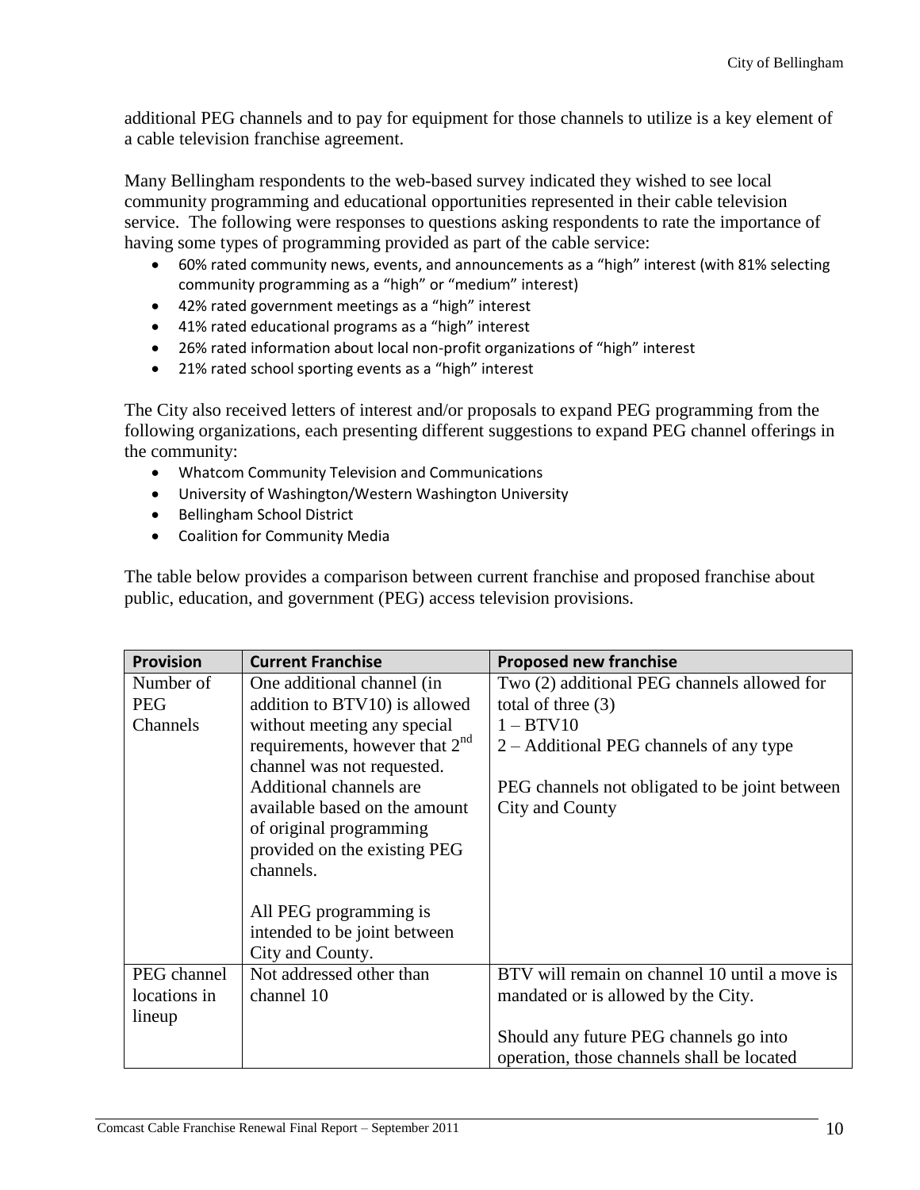additional PEG channels and to pay for equipment for those channels to utilize is a key element of a cable television franchise agreement.

Many Bellingham respondents to the web-based survey indicated they wished to see local community programming and educational opportunities represented in their cable television service. The following were responses to questions asking respondents to rate the importance of having some types of programming provided as part of the cable service:

- 60% rated community news, events, and announcements as a "high" interest (with 81% selecting community programming as a "high" or "medium" interest)
- 42% rated government meetings as a "high" interest
- 41% rated educational programs as a "high" interest
- 26% rated information about local non-profit organizations of "high" interest
- 21% rated school sporting events as a "high" interest

The City also received letters of interest and/or proposals to expand PEG programming from the following organizations, each presenting different suggestions to expand PEG channel offerings in the community:

- Whatcom Community Television and Communications
- University of Washington/Western Washington University
- Bellingham School District
- Coalition for Community Media

The table below provides a comparison between current franchise and proposed franchise about public, education, and government (PEG) access television provisions.

| Provision | Current Franchise | Proposed new franchise |
|---|---|---|
| Number of PEG Channels | One additional channel (in addition to BTV10) is allowed without meeting any special requirements, however that 2nd channel was not requested. Additional channels are available based on the amount of original programming provided on the existing PEG channels.<br><br>All PEG programming is intended to be joint between City and County. | Two (2) additional PEG channels allowed for total of three (3)<br>1 – BTV10<br>2 – Additional PEG channels of any type<br><br>PEG channels not obligated to be joint between City and County |
| PEG channel locations in lineup | Not addressed other than channel 10 | BTV will remain on channel 10 until a move is mandated or is allowed by the City.<br><br>Should any future PEG channels go into operation, those channels shall be located |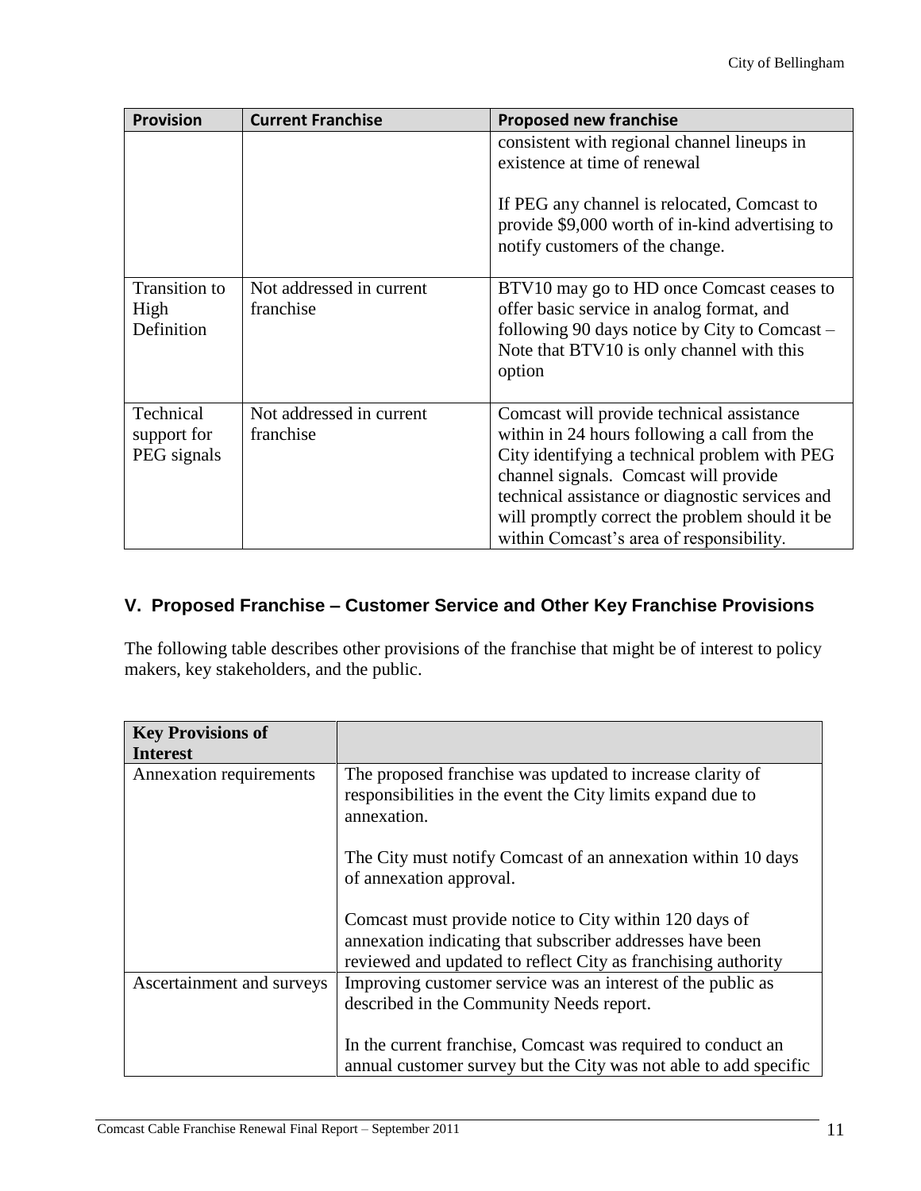| Provision | Current Franchise | Proposed new franchise |
|---|---|---|
| | | consistent with regional channel lineups in existence at time of renewal<br><br>If PEG any channel is relocated, Comcast to provide $9,000 worth of in-kind advertising to notify customers of the change. |
| Transition to High Definition | Not addressed in current franchise | BTV10 may go to HD once Comcast ceases to offer basic service in analog format, and following 90 days notice by City to Comcast – Note that BTV10 is only channel with this option |
| Technical support for PEG signals | Not addressed in current franchise | Comcast will provide technical assistance within in 24 hours following a call from the City identifying a technical problem with PEG channel signals. Comcast will provide technical assistance or diagnostic services and will promptly correct the problem should it be within Comcast's area of responsibility. |

## V. Proposed Franchise – Customer Service and Other Key Franchise Provisions

The following table describes other provisions of the franchise that might be of interest to policy makers, key stakeholders, and the public.

| Key Provisions of Interest | |
|---|---|
| Annexation requirements | The proposed franchise was updated to increase clarity of responsibilities in the event the City limits expand due to annexation.<br><br>The City must notify Comcast of an annexation within 10 days of annexation approval.<br><br>Comcast must provide notice to City within 120 days of annexation indicating that subscriber addresses have been reviewed and updated to reflect City as franchising authority |
| Ascertainment and surveys | Improving customer service was an interest of the public as described in the Community Needs report.<br><br>In the current franchise, Comcast was required to conduct an annual customer survey but the City was not able to add specific |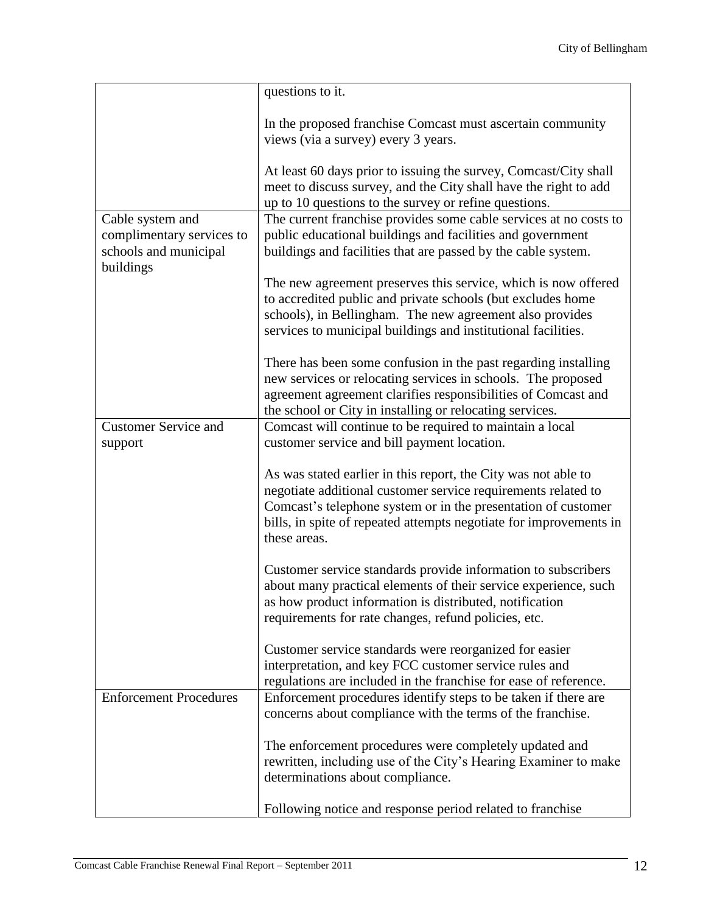| | |
|---|---|
| | questions to it.<br><br>In the proposed franchise Comcast must ascertain community views (via a survey) every 3 years.<br><br>At least 60 days prior to issuing the survey, Comcast/City shall meet to discuss survey, and the City shall have the right to add up to 10 questions to the survey or refine questions. |
| Cable system and complimentary services to schools and municipal buildings | The current franchise provides some cable services at no costs to public educational buildings and facilities and government buildings and facilities that are passed by the cable system.<br><br>The new agreement preserves this service, which is now offered to accredited public and private schools (but excludes home schools), in Bellingham. The new agreement also provides services to municipal buildings and institutional facilities.<br><br>There has been some confusion in the past regarding installing new services or relocating services in schools. The proposed agreement agreement clarifies responsibilities of Comcast and the school or City in installing or relocating services. |
| Customer Service and support | Comcast will continue to be required to maintain a local customer service and bill payment location.<br><br>As was stated earlier in this report, the City was not able to negotiate additional customer service requirements related to Comcast's telephone system or in the presentation of customer bills, in spite of repeated attempts negotiate for improvements in these areas.<br><br>Customer service standards provide information to subscribers about many practical elements of their service experience, such as how product information is distributed, notification requirements for rate changes, refund policies, etc.<br><br>Customer service standards were reorganized for easier interpretation, and key FCC customer service rules and regulations are included in the franchise for ease of reference. |
| Enforcement Procedures | Enforcement procedures identify steps to be taken if there are concerns about compliance with the terms of the franchise.<br><br>The enforcement procedures were completely updated and rewritten, including use of the City's Hearing Examiner to make determinations about compliance.<br><br>Following notice and response period related to franchise |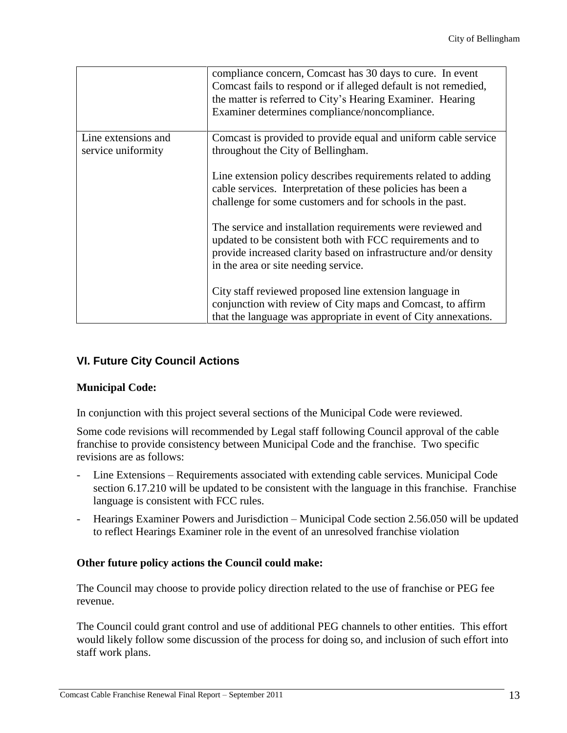| | |
|---|---|
| | compliance concern, Comcast has 30 days to cure. In event Comcast fails to respond or if alleged default is not remedied, the matter is referred to City's Hearing Examiner. Hearing Examiner determines compliance/noncompliance. |
| Line extensions and service uniformity | Comcast is provided to provide equal and uniform cable service throughout the City of Bellingham.<br><br>Line extension policy describes requirements related to adding cable services. Interpretation of these policies has been a challenge for some customers and for schools in the past.<br><br>The service and installation requirements were reviewed and updated to be consistent both with FCC requirements and to provide increased clarity based on infrastructure and/or density in the area or site needing service.<br><br>City staff reviewed proposed line extension language in conjunction with review of City maps and Comcast, to affirm that the language was appropriate in event of City annexations. |

## VI. Future City Council Actions

**Municipal Code:**

In conjunction with this project several sections of the Municipal Code were reviewed.

Some code revisions will recommended by Legal staff following Council approval of the cable franchise to provide consistency between Municipal Code and the franchise. Two specific revisions are as follows:

- Line Extensions – Requirements associated with extending cable services. Municipal Code section 6.17.210 will be updated to be consistent with the language in this franchise. Franchise language is consistent with FCC rules.
- Hearings Examiner Powers and Jurisdiction – Municipal Code section 2.56.050 will be updated to reflect Hearings Examiner role in the event of an unresolved franchise violation

**Other future policy actions the Council could make:**

The Council may choose to provide policy direction related to the use of franchise or PEG fee revenue.

The Council could grant control and use of additional PEG channels to other entities. This effort would likely follow some discussion of the process for doing so, and inclusion of such effort into staff work plans.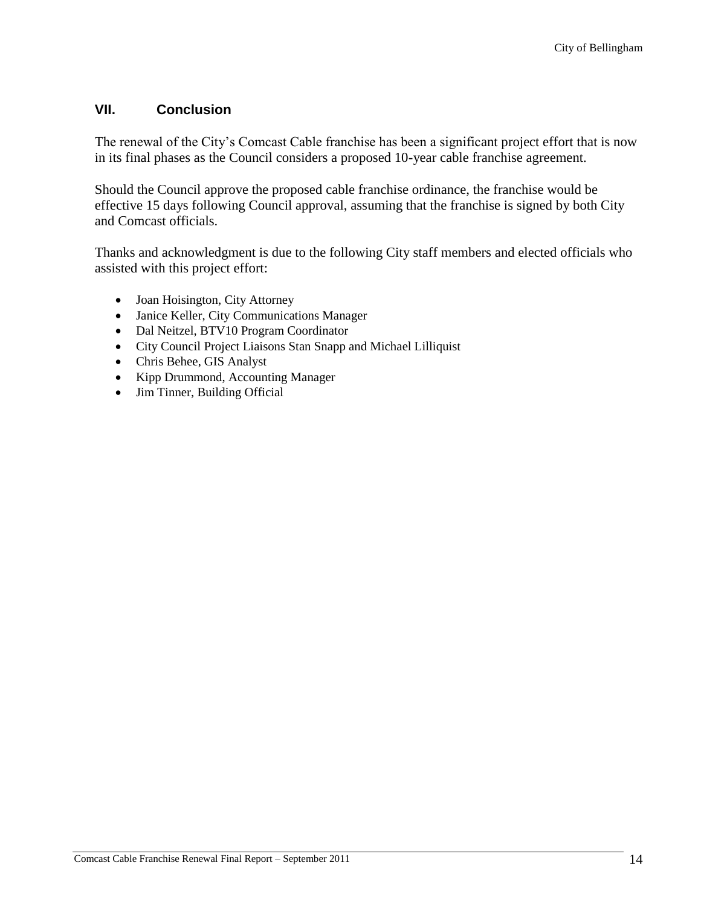## VII. Conclusion

The renewal of the City's Comcast Cable franchise has been a significant project effort that is now in its final phases as the Council considers a proposed 10-year cable franchise agreement.

Should the Council approve the proposed cable franchise ordinance, the franchise would be effective 15 days following Council approval, assuming that the franchise is signed by both City and Comcast officials.

Thanks and acknowledgment is due to the following City staff members and elected officials who assisted with this project effort:

- Joan Hoisington, City Attorney
- Janice Keller, City Communications Manager
- Dal Neitzel, BTV10 Program Coordinator
- City Council Project Liaisons Stan Snapp and Michael Lilliquist
- Chris Behee, GIS Analyst
- Kipp Drummond, Accounting Manager
- Jim Tinner, Building Official